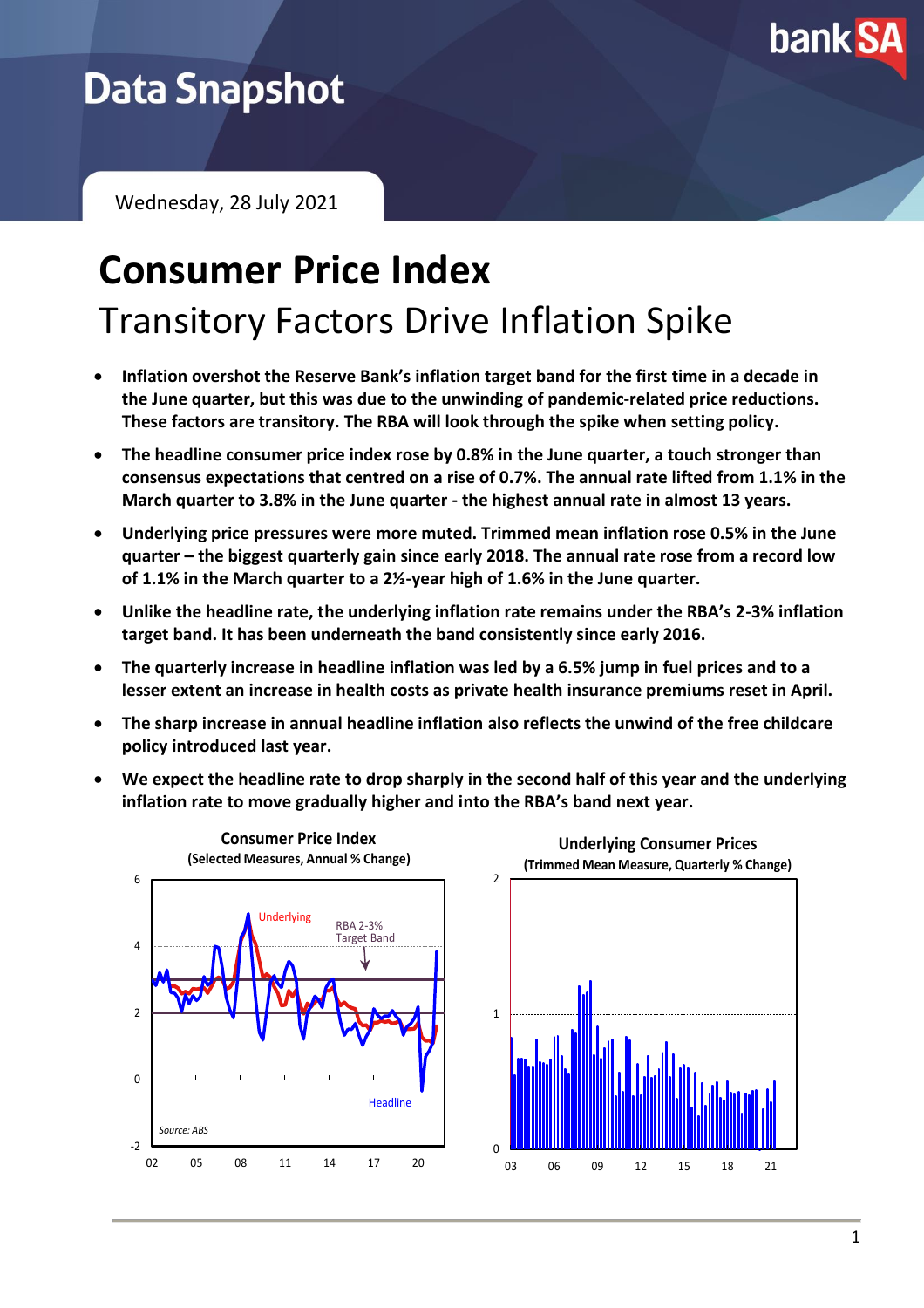# Data Snapshot

Wednesday, 28 July 2021

# Consumer Price Index

## Transitory Factors Drive Inflation Spike

- **Inflation overshot the Reserve Bank's inflation target band for the first time in a decade in the June quarter, but this was due to the unwinding of pandemic-related price reductions. These factors are transitory. The RBA will look through the spike when setting policy.**
- **The headline consumer price index rose by 0.8% in the June quarter, a touch stronger than consensus expectations that centred on a rise of 0.7%. The annual rate lifted from 1.1% in the March quarter to 3.8% in the June quarter - the highest annual rate in almost 13 years.**
- **Underlying price pressures were more muted. Trimmed mean inflation rose 0.5% in the June quarter – the biggest quarterly gain since early 2018. The annual rate rose from a record low of 1.1% in the March quarter to a 2½-year high of 1.6% in the June quarter.**
- **Unlike the headline rate, the underlying inflation rate remains under the RBA's 2-3% inflation target band. It has been underneath the band consistently since early 2016.**
- **The quarterly increase in headline inflation was led by a 6.5% jump in fuel prices and to a lesser extent an increase in health costs as private health insurance premiums reset in April.**
- **The sharp increase in annual headline inflation also reflects the unwind of the free childcare policy introduced last year.**
- **We expect the headline rate to drop sharply in the second half of this year and the underlying inflation rate to move gradually higher and into the RBA's band next year.**

**Consumer Price Index**
**(Selected Measures, Annual % Change)**

Underlying; RBA 2-3% Target Band; Headline

Source: ABS

**Underlying Consumer Prices**
**(Trimmed Mean Measure, Quarterly % Change)**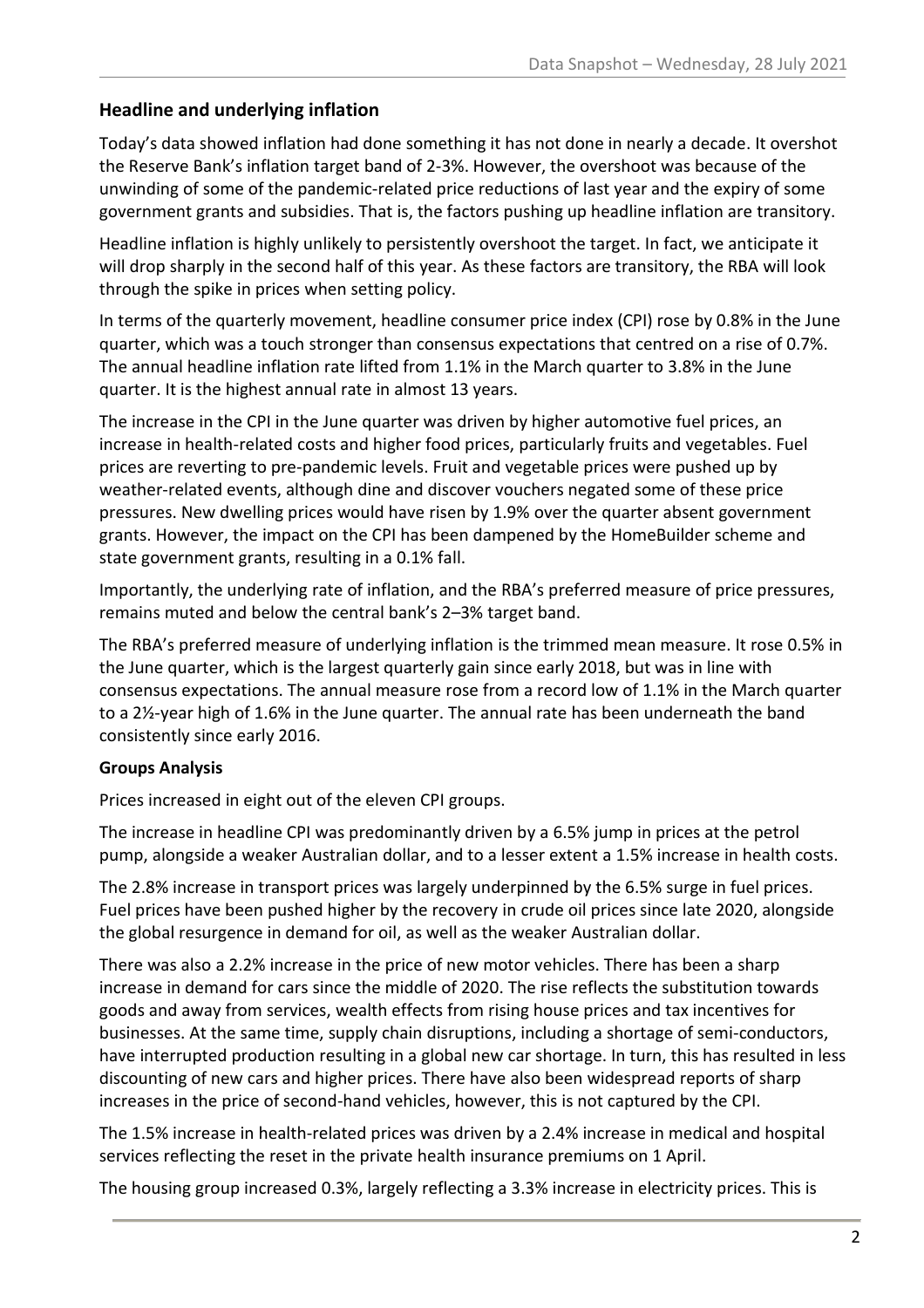## Headline and underlying inflation

Today's data showed inflation had done something it has not done in nearly a decade. It overshot the Reserve Bank's inflation target band of 2-3%. However, the overshoot was because of the unwinding of some of the pandemic-related price reductions of last year and the expiry of some government grants and subsidies. That is, the factors pushing up headline inflation are transitory.

Headline inflation is highly unlikely to persistently overshoot the target. In fact, we anticipate it will drop sharply in the second half of this year. As these factors are transitory, the RBA will look through the spike in prices when setting policy.

In terms of the quarterly movement, headline consumer price index (CPI) rose by 0.8% in the June quarter, which was a touch stronger than consensus expectations that centred on a rise of 0.7%. The annual headline inflation rate lifted from 1.1% in the March quarter to 3.8% in the June quarter. It is the highest annual rate in almost 13 years.

The increase in the CPI in the June quarter was driven by higher automotive fuel prices, an increase in health-related costs and higher food prices, particularly fruits and vegetables. Fuel prices are reverting to pre-pandemic levels. Fruit and vegetable prices were pushed up by weather-related events, although dine and discover vouchers negated some of these price pressures. New dwelling prices would have risen by 1.9% over the quarter absent government grants. However, the impact on the CPI has been dampened by the HomeBuilder scheme and state government grants, resulting in a 0.1% fall.

Importantly, the underlying rate of inflation, and the RBA's preferred measure of price pressures, remains muted and below the central bank's 2–3% target band.

The RBA's preferred measure of underlying inflation is the trimmed mean measure. It rose 0.5% in the June quarter, which is the largest quarterly gain since early 2018, but was in line with consensus expectations. The annual measure rose from a record low of 1.1% in the March quarter to a 2½-year high of 1.6% in the June quarter. The annual rate has been underneath the band consistently since early 2016.

### Groups Analysis

Prices increased in eight out of the eleven CPI groups.

The increase in headline CPI was predominantly driven by a 6.5% jump in prices at the petrol pump, alongside a weaker Australian dollar, and to a lesser extent a 1.5% increase in health costs.

The 2.8% increase in transport prices was largely underpinned by the 6.5% surge in fuel prices. Fuel prices have been pushed higher by the recovery in crude oil prices since late 2020, alongside the global resurgence in demand for oil, as well as the weaker Australian dollar.

There was also a 2.2% increase in the price of new motor vehicles. There has been a sharp increase in demand for cars since the middle of 2020. The rise reflects the substitution towards goods and away from services, wealth effects from rising house prices and tax incentives for businesses. At the same time, supply chain disruptions, including a shortage of semi-conductors, have interrupted production resulting in a global new car shortage. In turn, this has resulted in less discounting of new cars and higher prices. There have also been widespread reports of sharp increases in the price of second-hand vehicles, however, this is not captured by the CPI.

The 1.5% increase in health-related prices was driven by a 2.4% increase in medical and hospital services reflecting the reset in the private health insurance premiums on 1 April.

The housing group increased 0.3%, largely reflecting a 3.3% increase in electricity prices. This is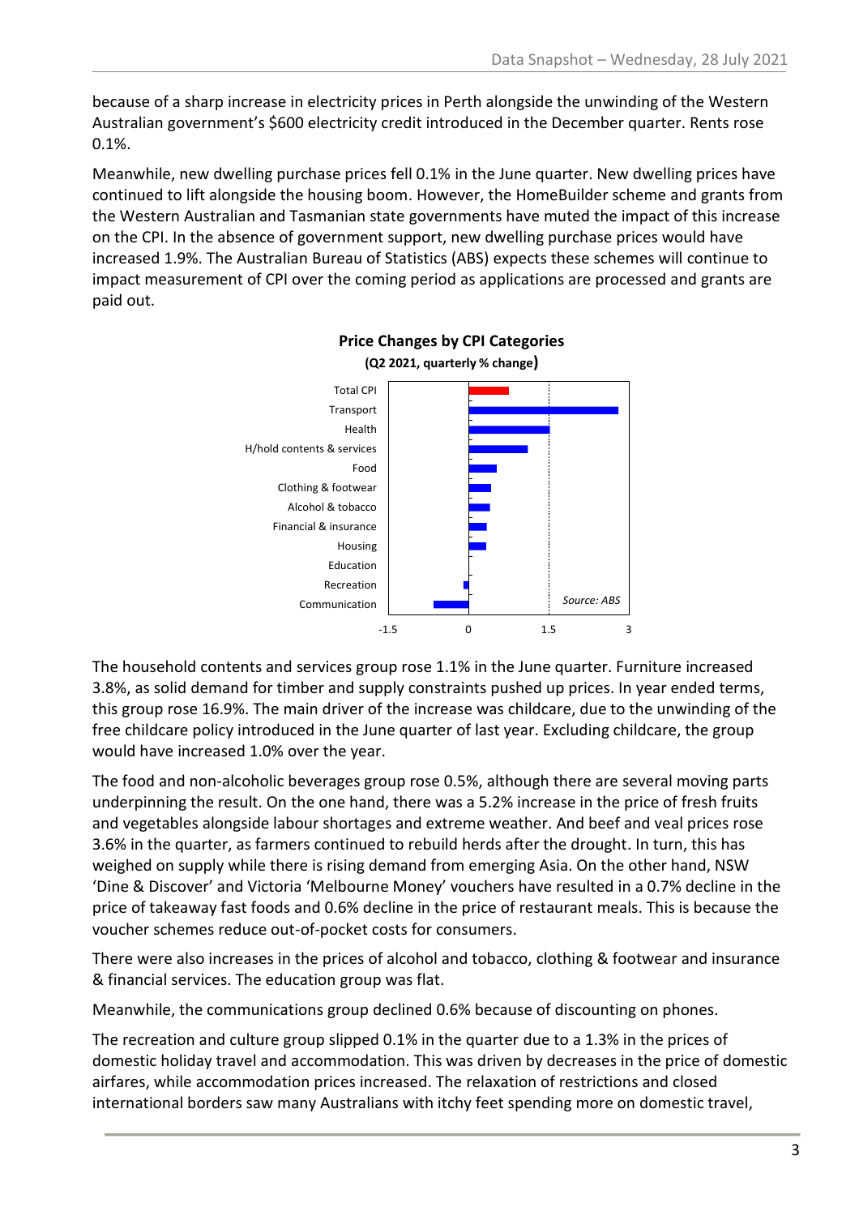because of a sharp increase in electricity prices in Perth alongside the unwinding of the Western Australian government's $600 electricity credit introduced in the December quarter. Rents rose 0.1%.

Meanwhile, new dwelling purchase prices fell 0.1% in the June quarter. New dwelling prices have continued to lift alongside the housing boom. However, the HomeBuilder scheme and grants from the Western Australian and Tasmanian state governments have muted the impact of this increase on the CPI. In the absence of government support, new dwelling purchase prices would have increased 1.9%. The Australian Bureau of Statistics (ABS) expects these schemes will continue to impact measurement of CPI over the coming period as applications are processed and grants are paid out.

**Price Changes by CPI Categories**
**(Q2 2021, quarterly % change)**

Total CPI, Transport, Health, H/hold contents & services, Food, Clothing & footwear, Alcohol & tobacco, Financial & insurance, Housing, Education, Recreation, Communication

-1.5 | 0 | 1.5 | 3

*Source: ABS*

The household contents and services group rose 1.1% in the June quarter. Furniture increased 3.8%, as solid demand for timber and supply constraints pushed up prices. In year ended terms, this group rose 16.9%. The main driver of the increase was childcare, due to the unwinding of the free childcare policy introduced in the June quarter of last year. Excluding childcare, the group would have increased 1.0% over the year.

The food and non-alcoholic beverages group rose 0.5%, although there are several moving parts underpinning the result. On the one hand, there was a 5.2% increase in the price of fresh fruits and vegetables alongside labour shortages and extreme weather. And beef and veal prices rose 3.6% in the quarter, as farmers continued to rebuild herds after the drought. In turn, this has weighed on supply while there is rising demand from emerging Asia. On the other hand, NSW 'Dine & Discover' and Victoria 'Melbourne Money' vouchers have resulted in a 0.7% decline in the price of takeaway fast foods and 0.6% decline in the price of restaurant meals. This is because the voucher schemes reduce out-of-pocket costs for consumers.

There were also increases in the prices of alcohol and tobacco, clothing & footwear and insurance & financial services. The education group was flat.

Meanwhile, the communications group declined 0.6% because of discounting on phones.

The recreation and culture group slipped 0.1% in the quarter due to a 1.3% in the prices of domestic holiday travel and accommodation. This was driven by decreases in the price of domestic airfares, while accommodation prices increased. The relaxation of restrictions and closed international borders saw many Australians with itchy feet spending more on domestic travel,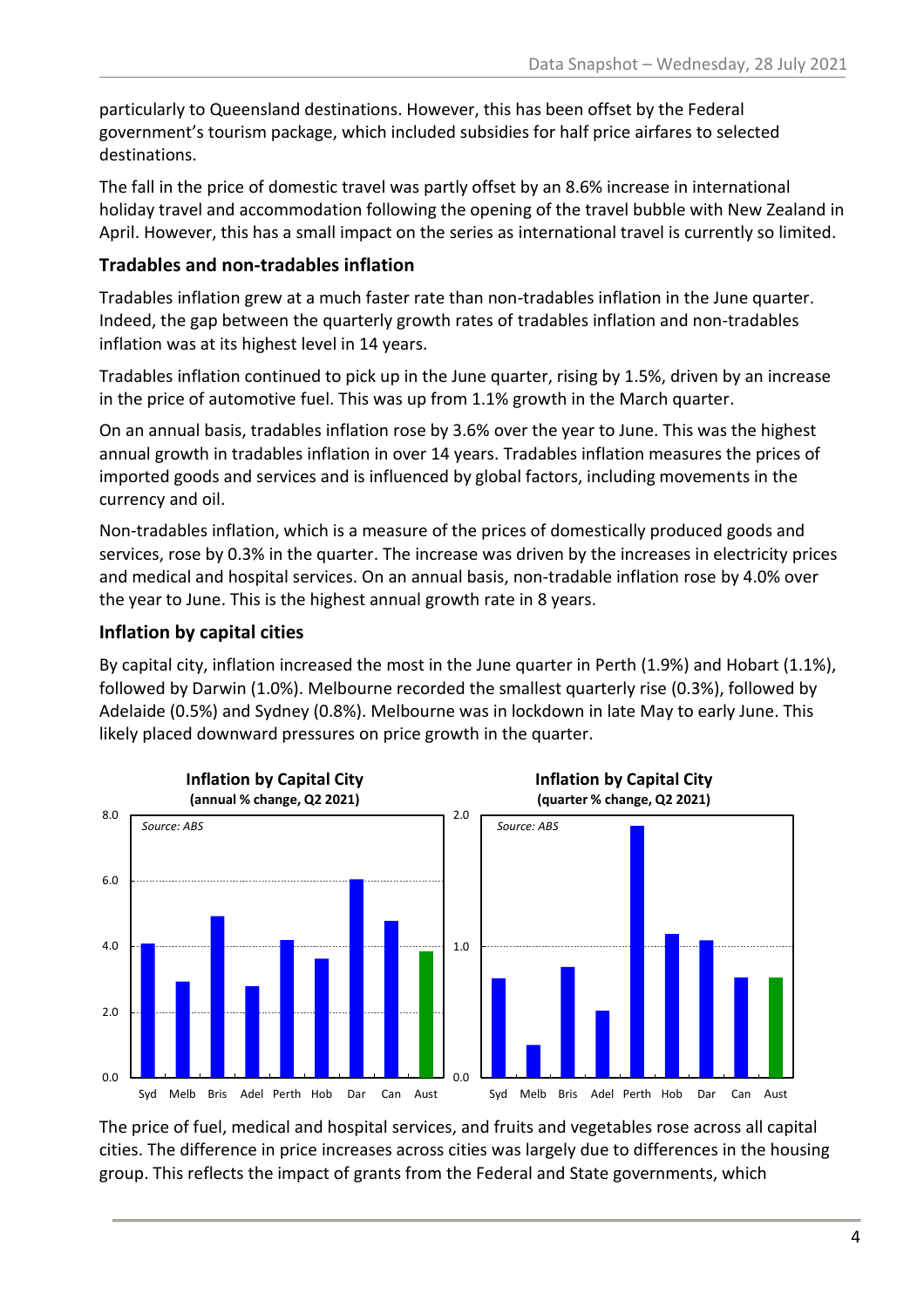particularly to Queensland destinations. However, this has been offset by the Federal government's tourism package, which included subsidies for half price airfares to selected destinations.

The fall in the price of domestic travel was partly offset by an 8.6% increase in international holiday travel and accommodation following the opening of the travel bubble with New Zealand in April. However, this has a small impact on the series as international travel is currently so limited.

### Tradables and non-tradables inflation

Tradables inflation grew at a much faster rate than non-tradables inflation in the June quarter. Indeed, the gap between the quarterly growth rates of tradables inflation and non-tradables inflation was at its highest level in 14 years.

Tradables inflation continued to pick up in the June quarter, rising by 1.5%, driven by an increase in the price of automotive fuel. This was up from 1.1% growth in the March quarter.

On an annual basis, tradables inflation rose by 3.6% over the year to June. This was the highest annual growth in tradables inflation in over 14 years. Tradables inflation measures the prices of imported goods and services and is influenced by global factors, including movements in the currency and oil.

Non-tradables inflation, which is a measure of the prices of domestically produced goods and services, rose by 0.3% in the quarter. The increase was driven by the increases in electricity prices and medical and hospital services. On an annual basis, non-tradable inflation rose by 4.0% over the year to June. This is the highest annual growth rate in 8 years.

### Inflation by capital cities

By capital city, inflation increased the most in the June quarter in Perth (1.9%) and Hobart (1.1%), followed by Darwin (1.0%). Melbourne recorded the smallest quarterly rise (0.3%), followed by Adelaide (0.5%) and Sydney (0.8%). Melbourne was in lockdown in late May to early June. This likely placed downward pressures on price growth in the quarter.

**Inflation by Capital City**
**(annual % change, Q2 2021)**

*Source: ABS*

**Inflation by Capital City**
**(quarter % change, Q2 2021)**

*Source: ABS*

The price of fuel, medical and hospital services, and fruits and vegetables rose across all capital cities. The difference in price increases across cities was largely due to differences in the housing group. This reflects the impact of grants from the Federal and State governments, which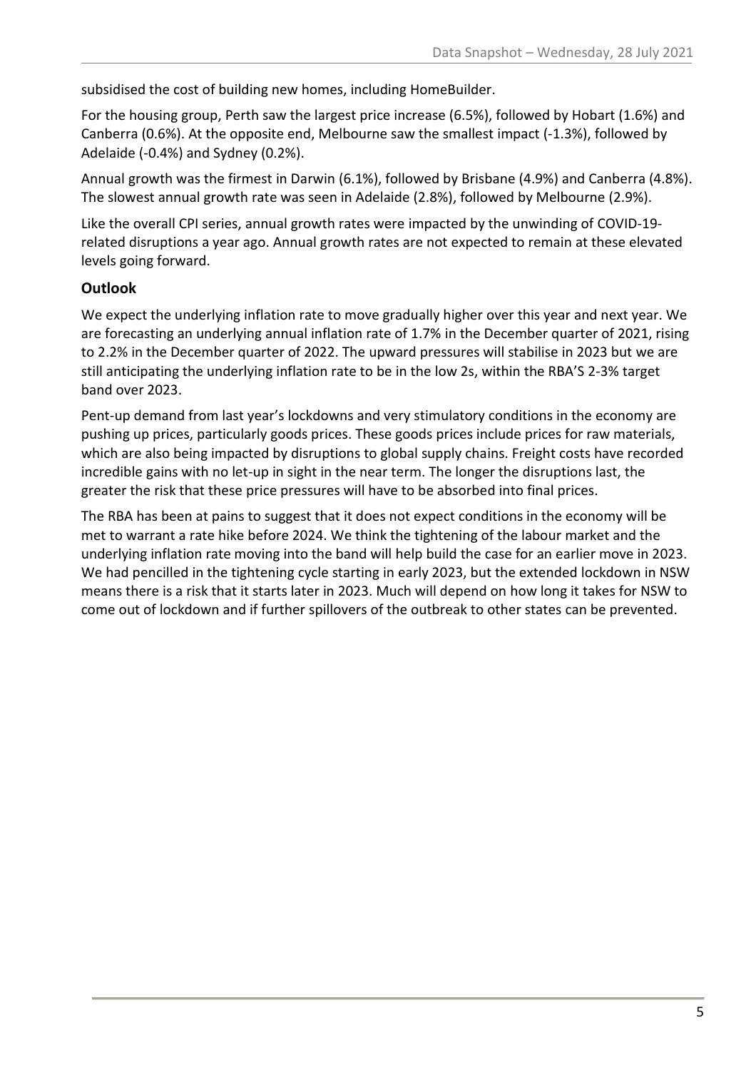subsidised the cost of building new homes, including HomeBuilder.

For the housing group, Perth saw the largest price increase (6.5%), followed by Hobart (1.6%) and Canberra (0.6%). At the opposite end, Melbourne saw the smallest impact (-1.3%), followed by Adelaide (-0.4%) and Sydney (0.2%).

Annual growth was the firmest in Darwin (6.1%), followed by Brisbane (4.9%) and Canberra (4.8%). The slowest annual growth rate was seen in Adelaide (2.8%), followed by Melbourne (2.9%).

Like the overall CPI series, annual growth rates were impacted by the unwinding of COVID-19-related disruptions a year ago. Annual growth rates are not expected to remain at these elevated levels going forward.

## Outlook

We expect the underlying inflation rate to move gradually higher over this year and next year. We are forecasting an underlying annual inflation rate of 1.7% in the December quarter of 2021, rising to 2.2% in the December quarter of 2022. The upward pressures will stabilise in 2023 but we are still anticipating the underlying inflation rate to be in the low 2s, within the RBA'S 2-3% target band over 2023.

Pent-up demand from last year's lockdowns and very stimulatory conditions in the economy are pushing up prices, particularly goods prices. These goods prices include prices for raw materials, which are also being impacted by disruptions to global supply chains. Freight costs have recorded incredible gains with no let-up in sight in the near term. The longer the disruptions last, the greater the risk that these price pressures will have to be absorbed into final prices.

The RBA has been at pains to suggest that it does not expect conditions in the economy will be met to warrant a rate hike before 2024. We think the tightening of the labour market and the underlying inflation rate moving into the band will help build the case for an earlier move in 2023. We had pencilled in the tightening cycle starting in early 2023, but the extended lockdown in NSW means there is a risk that it starts later in 2023. Much will depend on how long it takes for NSW to come out of lockdown and if further spillovers of the outbreak to other states can be prevented.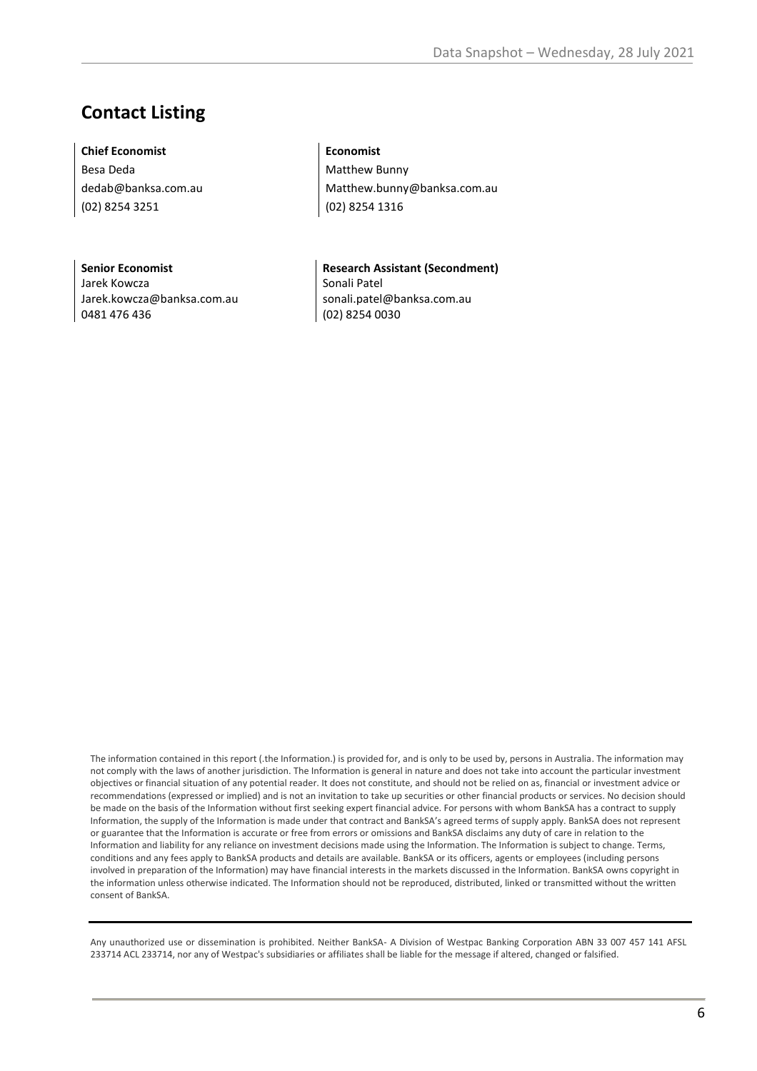## Contact Listing

**Chief Economist**
Besa Deda
dedab@banksa.com.au
(02) 8254 3251

**Economist**
Matthew Bunny
Matthew.bunny@banksa.com.au
(02) 8254 1316

**Senior Economist**
Jarek Kowcza
Jarek.kowcza@banksa.com.au
0481 476 436

**Research Assistant (Secondment)**
Sonali Patel
sonali.patel@banksa.com.au
(02) 8254 0030

The information contained in this report (.the Information.) is provided for, and is only to be used by, persons in Australia. The information may not comply with the laws of another jurisdiction. The Information is general in nature and does not take into account the particular investment objectives or financial situation of any potential reader. It does not constitute, and should not be relied on as, financial or investment advice or recommendations (expressed or implied) and is not an invitation to take up securities or other financial products or services. No decision should be made on the basis of the Information without first seeking expert financial advice. For persons with whom BankSA has a contract to supply Information, the supply of the Information is made under that contract and BankSA's agreed terms of supply apply. BankSA does not represent or guarantee that the Information is accurate or free from errors or omissions and BankSA disclaims any duty of care in relation to the Information and liability for any reliance on investment decisions made using the Information. The Information is subject to change. Terms, conditions and any fees apply to BankSA products and details are available. BankSA or its officers, agents or employees (including persons involved in preparation of the Information) may have financial interests in the markets discussed in the Information. BankSA owns copyright in the information unless otherwise indicated. The Information should not be reproduced, distributed, linked or transmitted without the written consent of BankSA.

Any unauthorized use or dissemination is prohibited. Neither BankSA- A Division of Westpac Banking Corporation ABN 33 007 457 141 AFSL 233714 ACL 233714, nor any of Westpac's subsidiaries or affiliates shall be liable for the message if altered, changed or falsified.